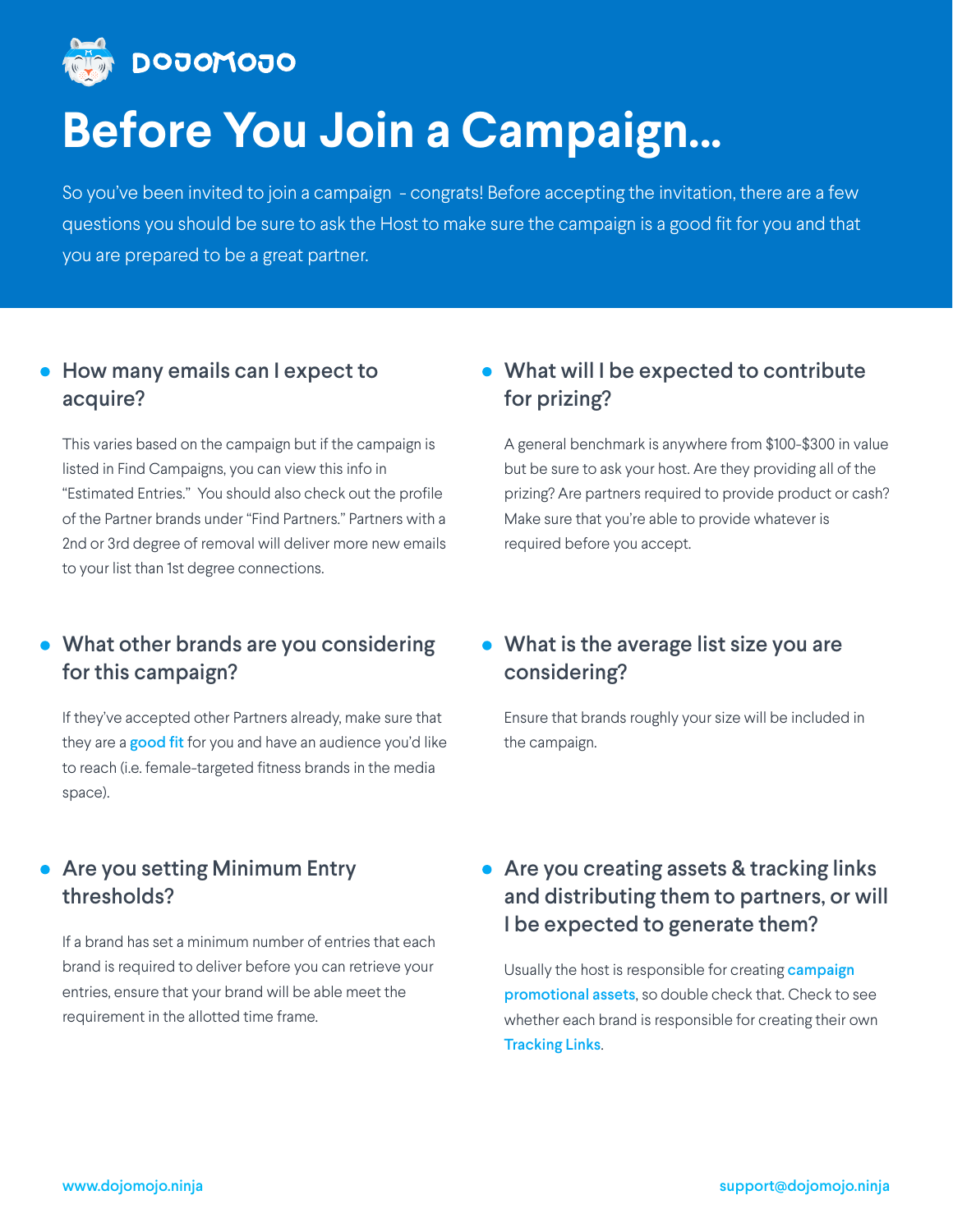DOJOMOJO

# Before You Join a Campaign...

So you've been invited to join a campaign - congrats! Before accepting the invitation, there are a few questions you should be sure to ask the Host to make sure the campaign is a good fit for you and that you are prepared to be a great partner.

- ## How many emails can I expect to acquire?

  This varies based on the campaign but if the campaign is listed in Find Campaigns, you can view this info in "Estimated Entries." You should also check out the profile of the Partner brands under "Find Partners." Partners with a 2nd or 3rd degree of removal will deliver more new emails to your list than 1st degree connections.

- ## What other brands are you considering for this campaign?

  If they've accepted other Partners already, make sure that they are a **good fit** for you and have an audience you'd like to reach (i.e. female-targeted fitness brands in the media space).

- ## Are you setting Minimum Entry thresholds?

  If a brand has set a minimum number of entries that each brand is required to deliver before you can retrieve your entries, ensure that your brand will be able meet the requirement in the allotted time frame.

- ## What will I be expected to contribute for prizing?

  A general benchmark is anywhere from $100-$300 in value but be sure to ask your host. Are they providing all of the prizing? Are partners required to provide product or cash? Make sure that you're able to provide whatever is required before you accept.

- ## What is the average list size you are considering?

  Ensure that brands roughly your size will be included in the campaign.

- ## Are you creating assets & tracking links and distributing them to partners, or will I be expected to generate them?

  Usually the host is responsible for creating **campaign promotional assets**, so double check that. Check to see whether each brand is responsible for creating their own **Tracking Links**.

www.dojomojo.ninja

support@dojomojo.ninja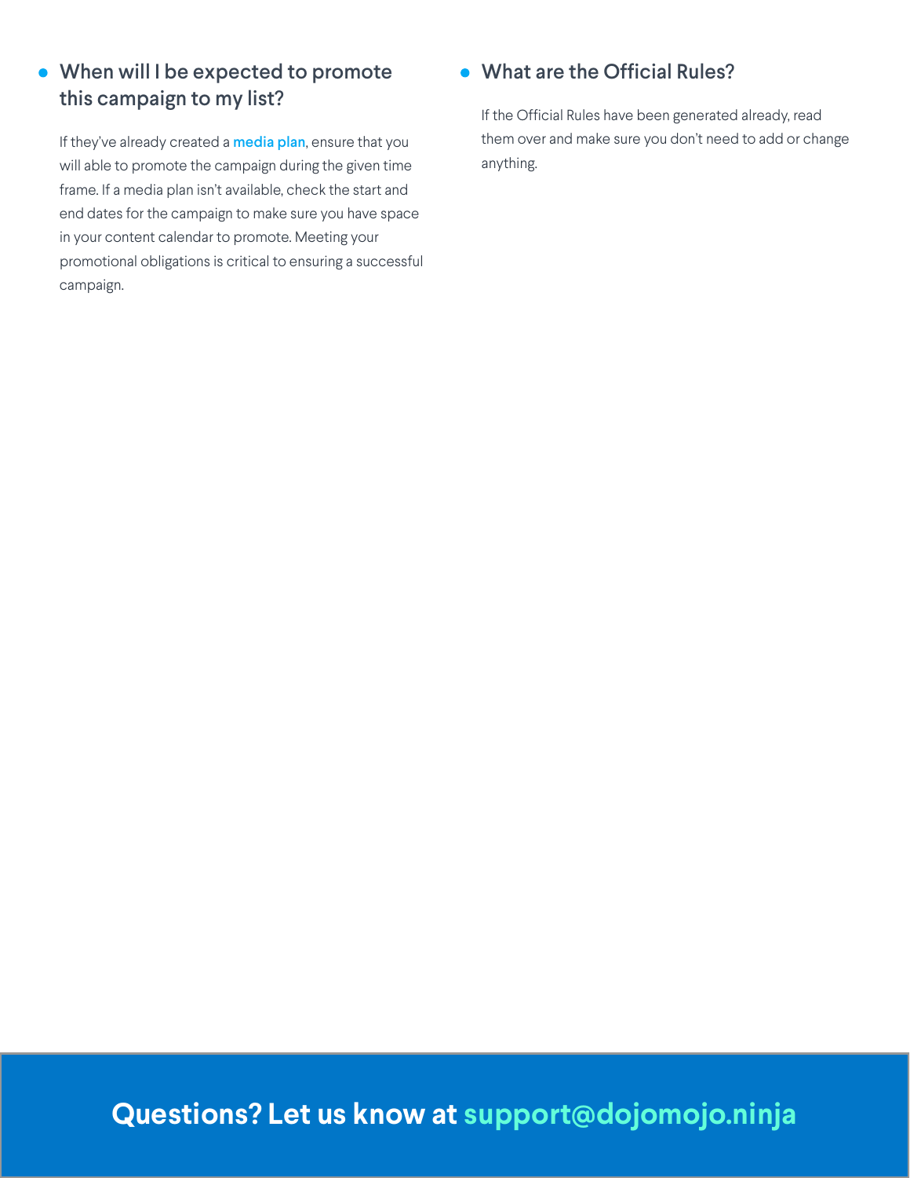- **When will I be expected to promote this campaign to my list?**

  If they've already created a **media plan**, ensure that you will able to promote the campaign during the given time frame. If a media plan isn't available, check the start and end dates for the campaign to make sure you have space in your content calendar to promote. Meeting your promotional obligations is critical to ensuring a successful campaign.

- **What are the Official Rules?**

  If the Official Rules have been generated already, read them over and make sure you don't need to add or change anything.

## Questions? Let us know at support@dojomojo.ninja